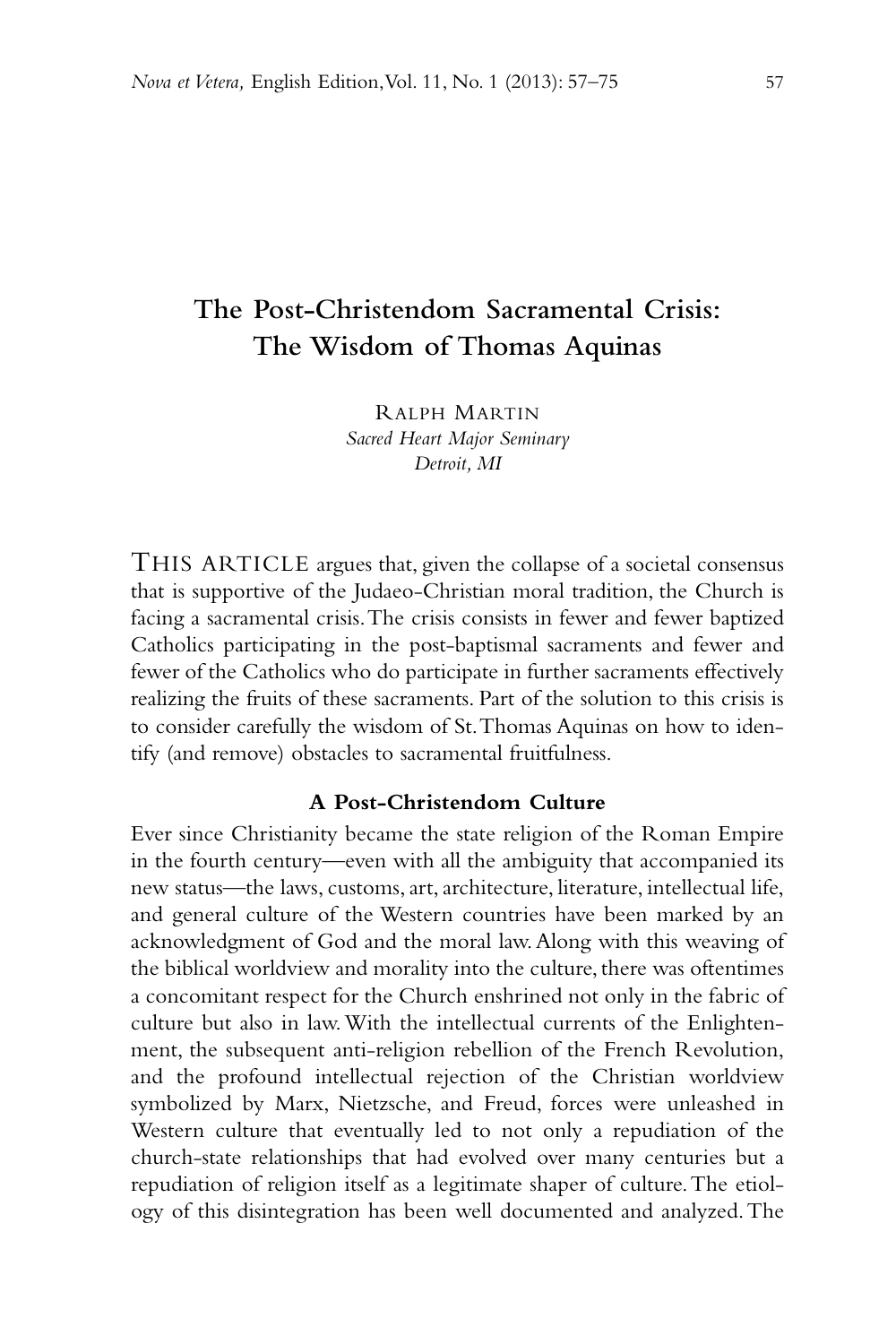# The Post-Christendom Sacramental Crisis: The Wisdom of Thomas Aquinas

RALPH MARTIN
*Sacred Heart Major Seminary*
*Detroit, MI*

THIS ARTICLE argues that, given the collapse of a societal consensus that is supportive of the Judaeo-Christian moral tradition, the Church is facing a sacramental crisis. The crisis consists in fewer and fewer baptized Catholics participating in the post-baptismal sacraments and fewer and fewer of the Catholics who do participate in further sacraments effectively realizing the fruits of these sacraments. Part of the solution to this crisis is to consider carefully the wisdom of St. Thomas Aquinas on how to identify (and remove) obstacles to sacramental fruitfulness.

## A Post-Christendom Culture

Ever since Christianity became the state religion of the Roman Empire in the fourth century—even with all the ambiguity that accompanied its new status—the laws, customs, art, architecture, literature, intellectual life, and general culture of the Western countries have been marked by an acknowledgment of God and the moral law. Along with this weaving of the biblical worldview and morality into the culture, there was oftentimes a concomitant respect for the Church enshrined not only in the fabric of culture but also in law. With the intellectual currents of the Enlightenment, the subsequent anti-religion rebellion of the French Revolution, and the profound intellectual rejection of the Christian worldview symbolized by Marx, Nietzsche, and Freud, forces were unleashed in Western culture that eventually led to not only a repudiation of the church-state relationships that had evolved over many centuries but a repudiation of religion itself as a legitimate shaper of culture. The etiology of this disintegration has been well documented and analyzed. The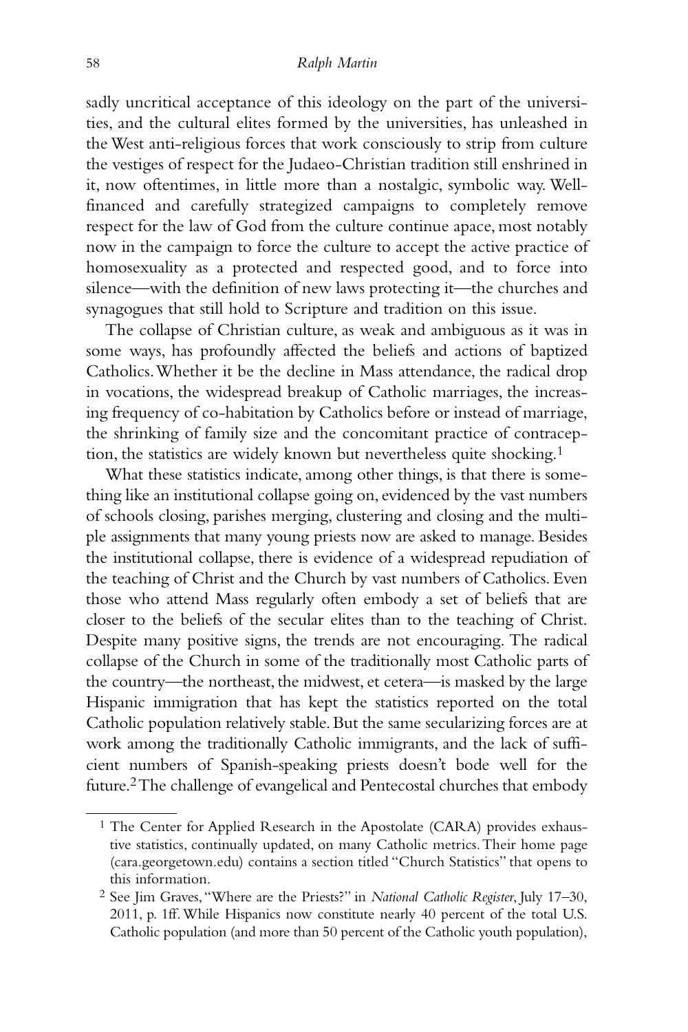sadly uncritical acceptance of this ideology on the part of the universities, and the cultural elites formed by the universities, has unleashed in the West anti-religious forces that work consciously to strip from culture the vestiges of respect for the Judaeo-Christian tradition still enshrined in it, now oftentimes, in little more than a nostalgic, symbolic way. Well-financed and carefully strategized campaigns to completely remove respect for the law of God from the culture continue apace, most notably now in the campaign to force the culture to accept the active practice of homosexuality as a protected and respected good, and to force into silence—with the definition of new laws protecting it—the churches and synagogues that still hold to Scripture and tradition on this issue.

The collapse of Christian culture, as weak and ambiguous as it was in some ways, has profoundly affected the beliefs and actions of baptized Catholics. Whether it be the decline in Mass attendance, the radical drop in vocations, the widespread breakup of Catholic marriages, the increasing frequency of co-habitation by Catholics before or instead of marriage, the shrinking of family size and the concomitant practice of contraception, the statistics are widely known but nevertheless quite shocking.[1]

What these statistics indicate, among other things, is that there is something like an institutional collapse going on, evidenced by the vast numbers of schools closing, parishes merging, clustering and closing and the multiple assignments that many young priests now are asked to manage. Besides the institutional collapse, there is evidence of a widespread repudiation of the teaching of Christ and the Church by vast numbers of Catholics. Even those who attend Mass regularly often embody a set of beliefs that are closer to the beliefs of the secular elites than to the teaching of Christ. Despite many positive signs, the trends are not encouraging. The radical collapse of the Church in some of the traditionally most Catholic parts of the country—the northeast, the midwest, et cetera—is masked by the large Hispanic immigration that has kept the statistics reported on the total Catholic population relatively stable. But the same secularizing forces are at work among the traditionally Catholic immigrants, and the lack of sufficient numbers of Spanish-speaking priests doesn't bode well for the future.[2] The challenge of evangelical and Pentecostal churches that embody

---

[1] The Center for Applied Research in the Apostolate (CARA) provides exhaustive statistics, continually updated, on many Catholic metrics. Their home page (cara.georgetown.edu) contains a section titled "Church Statistics" that opens to this information.

[2] See Jim Graves, "Where are the Priests?" in *National Catholic Register*, July 17–30, 2011, p. 1ff. While Hispanics now constitute nearly 40 percent of the total U.S. Catholic population (and more than 50 percent of the Catholic youth population),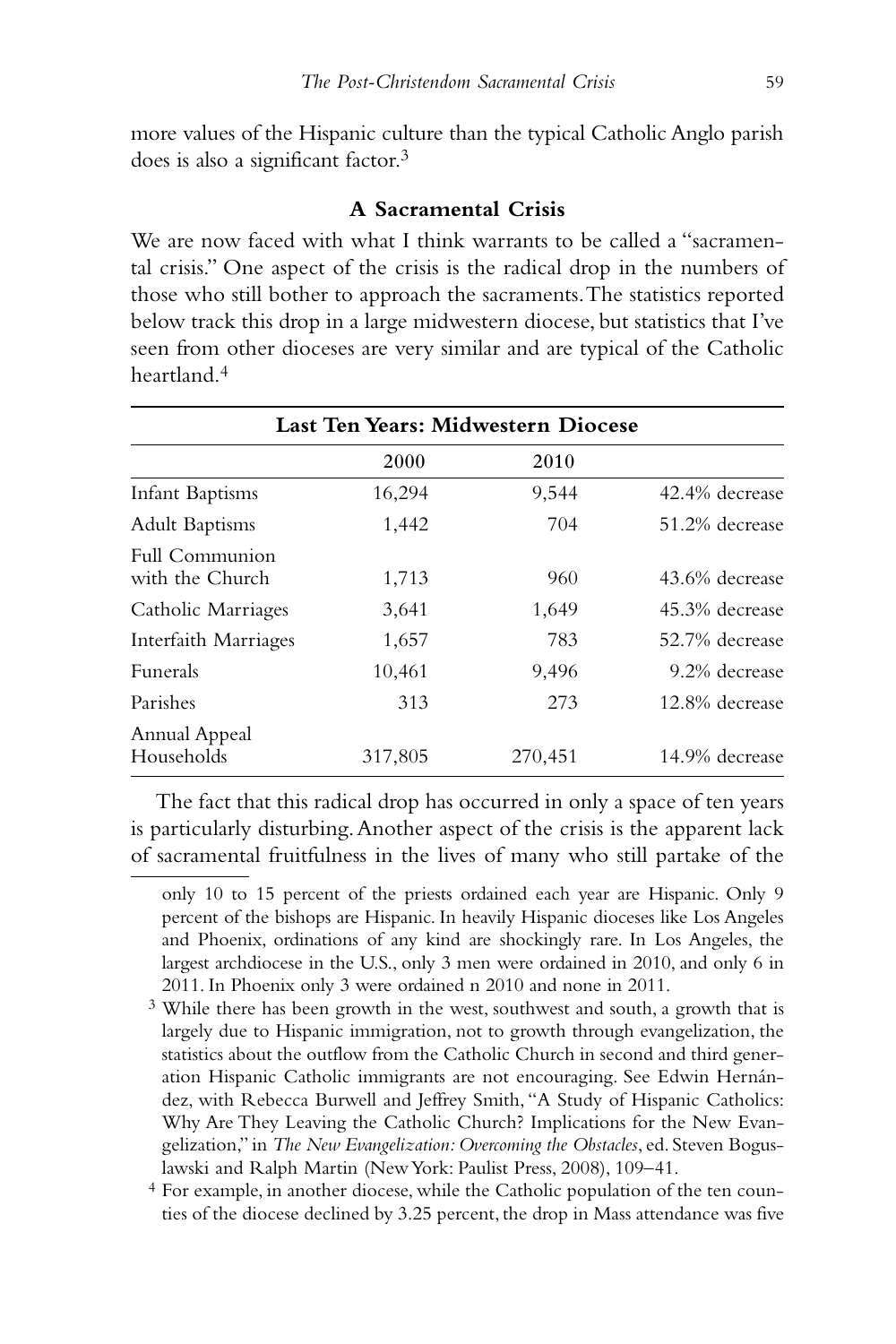more values of the Hispanic culture than the typical Catholic Anglo parish does is also a significant factor.[3]

### A Sacramental Crisis

We are now faced with what I think warrants to be called a "sacramental crisis." One aspect of the crisis is the radical drop in the numbers of those who still bother to approach the sacraments. The statistics reported below track this drop in a large midwestern diocese, but statistics that I've seen from other dioceses are very similar and are typical of the Catholic heartland.[4]

| **Last Ten Years: Midwestern Diocese** | | | |
|---|---|---|---|
| | 2000 | 2010 | |
| Infant Baptisms | 16,294 | 9,544 | 42.4% decrease |
| Adult Baptisms | 1,442 | 704 | 51.2% decrease |
| Full Communion with the Church | 1,713 | 960 | 43.6% decrease |
| Catholic Marriages | 3,641 | 1,649 | 45.3% decrease |
| Interfaith Marriages | 1,657 | 783 | 52.7% decrease |
| Funerals | 10,461 | 9,496 | 9.2% decrease |
| Parishes | 313 | 273 | 12.8% decrease |
| Annual Appeal Households | 317,805 | 270,451 | 14.9% decrease |

The fact that this radical drop has occurred in only a space of ten years is particularly disturbing. Another aspect of the crisis is the apparent lack of sacramental fruitfulness in the lives of many who still partake of the

---

only 10 to 15 percent of the priests ordained each year are Hispanic. Only 9 percent of the bishops are Hispanic. In heavily Hispanic dioceses like Los Angeles and Phoenix, ordinations of any kind are shockingly rare. In Los Angeles, the largest archdiocese in the U.S., only 3 men were ordained in 2010, and only 6 in 2011. In Phoenix only 3 were ordained n 2010 and none in 2011.

[3] While there has been growth in the west, southwest and south, a growth that is largely due to Hispanic immigration, not to growth through evangelization, the statistics about the outflow from the Catholic Church in second and third generation Hispanic Catholic immigrants are not encouraging. See Edwin Hernández, with Rebecca Burwell and Jeffrey Smith, "A Study of Hispanic Catholics: Why Are They Leaving the Catholic Church? Implications for the New Evangelization," in *The New Evangelization: Overcoming the Obstacles*, ed. Steven Boguslawski and Ralph Martin (New York: Paulist Press, 2008), 109–41.

[4] For example, in another diocese, while the Catholic population of the ten counties of the diocese declined by 3.25 percent, the drop in Mass attendance was five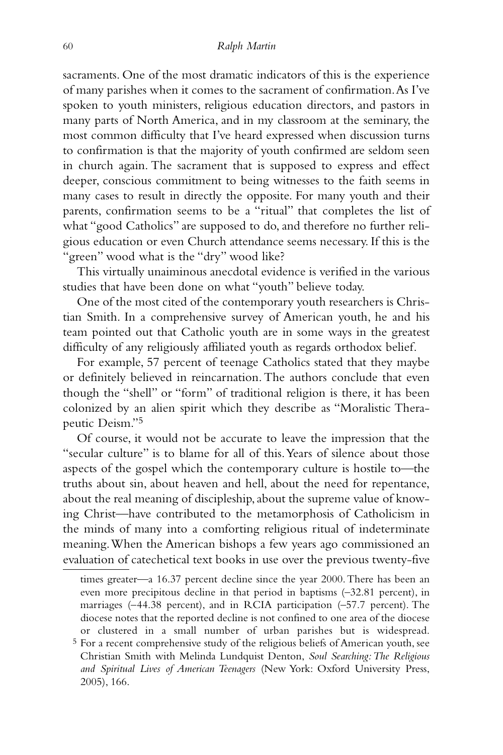sacraments. One of the most dramatic indicators of this is the experience of many parishes when it comes to the sacrament of confirmation. As I've spoken to youth ministers, religious education directors, and pastors in many parts of North America, and in my classroom at the seminary, the most common difficulty that I've heard expressed when discussion turns to confirmation is that the majority of youth confirmed are seldom seen in church again. The sacrament that is supposed to express and effect deeper, conscious commitment to being witnesses to the faith seems in many cases to result in directly the opposite. For many youth and their parents, confirmation seems to be a "ritual" that completes the list of what "good Catholics" are supposed to do, and therefore no further religious education or even Church attendance seems necessary. If this is the "green" wood what is the "dry" wood like?

This virtually unaiminous anecdotal evidence is verified in the various studies that have been done on what "youth" believe today.

One of the most cited of the contemporary youth researchers is Christian Smith. In a comprehensive survey of American youth, he and his team pointed out that Catholic youth are in some ways in the greatest difficulty of any religiously affiliated youth as regards orthodox belief.

For example, 57 percent of teenage Catholics stated that they maybe or definitely believed in reincarnation. The authors conclude that even though the "shell" or "form" of traditional religion is there, it has been colonized by an alien spirit which they describe as "Moralistic Therapeutic Deism."[5]

Of course, it would not be accurate to leave the impression that the "secular culture" is to blame for all of this. Years of silence about those aspects of the gospel which the contemporary culture is hostile to—the truths about sin, about heaven and hell, about the need for repentance, about the real meaning of discipleship, about the supreme value of knowing Christ—have contributed to the metamorphosis of Catholicism in the minds of many into a comforting religious ritual of indeterminate meaning. When the American bishops a few years ago commissioned an evaluation of catechetical text books in use over the previous twenty-five

---

times greater—a 16.37 percent decline since the year 2000. There has been an even more precipitous decline in that period in baptisms (–32.81 percent), in marriages (–44.38 percent), and in RCIA participation (–57.7 percent). The diocese notes that the reported decline is not confined to one area of the diocese or clustered in a small number of urban parishes but is widespread.

[5] For a recent comprehensive study of the religious beliefs of American youth, see Christian Smith with Melinda Lundquist Denton, *Soul Searching: The Religious and Spiritual Lives of American Teenagers* (New York: Oxford University Press, 2005), 166.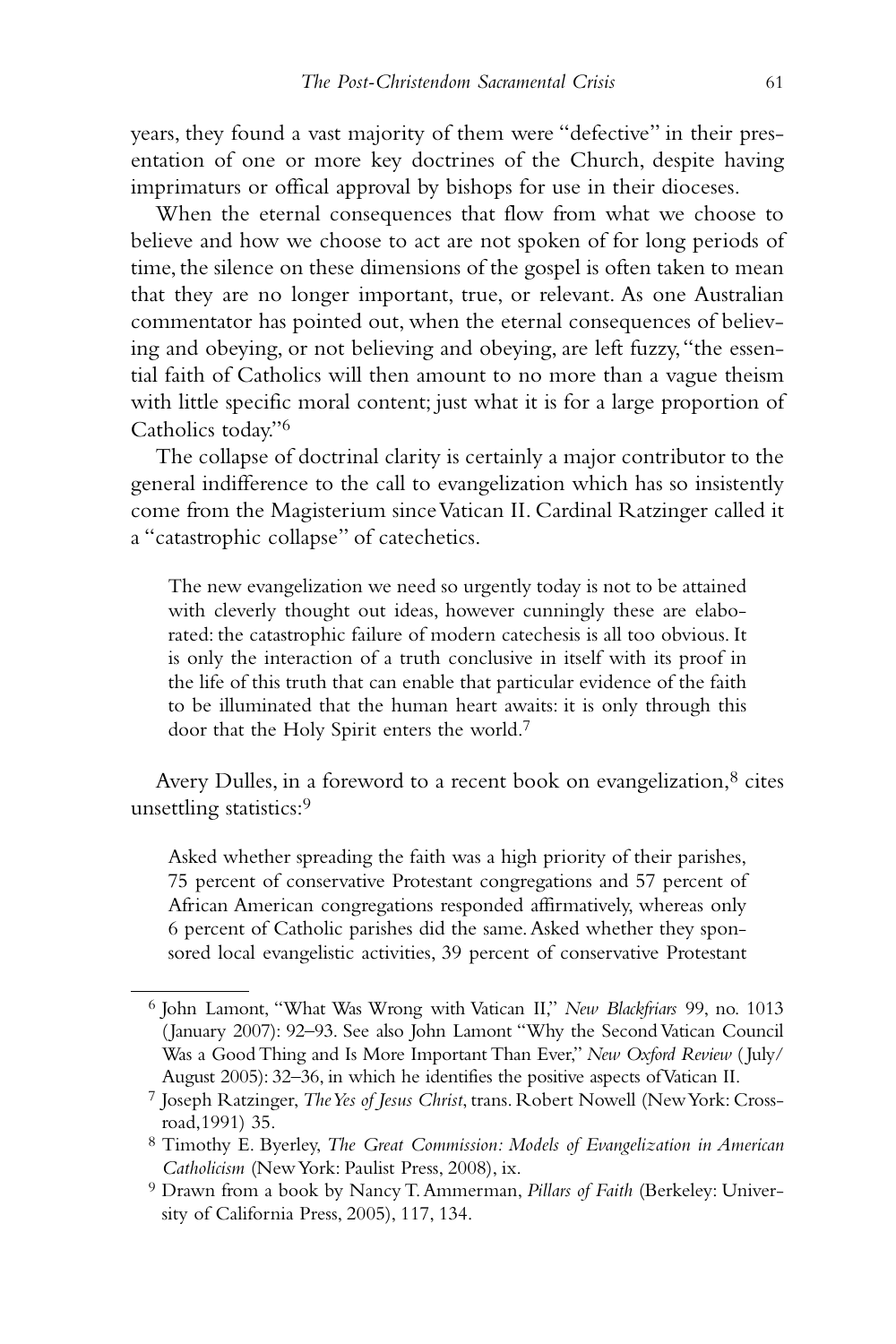years, they found a vast majority of them were "defective" in their presentation of one or more key doctrines of the Church, despite having imprimaturs or offical approval by bishops for use in their dioceses.

When the eternal consequences that flow from what we choose to believe and how we choose to act are not spoken of for long periods of time, the silence on these dimensions of the gospel is often taken to mean that they are no longer important, true, or relevant. As one Australian commentator has pointed out, when the eternal consequences of believing and obeying, or not believing and obeying, are left fuzzy, "the essential faith of Catholics will then amount to no more than a vague theism with little specific moral content; just what it is for a large proportion of Catholics today."[6]

The collapse of doctrinal clarity is certainly a major contributor to the general indifference to the call to evangelization which has so insistently come from the Magisterium since Vatican II. Cardinal Ratzinger called it a "catastrophic collapse" of catechetics.

> The new evangelization we need so urgently today is not to be attained with cleverly thought out ideas, however cunningly these are elaborated: the catastrophic failure of modern catechesis is all too obvious. It is only the interaction of a truth conclusive in itself with its proof in the life of this truth that can enable that particular evidence of the faith to be illuminated that the human heart awaits: it is only through this door that the Holy Spirit enters the world.[7]

Avery Dulles, in a foreword to a recent book on evangelization,[8] cites unsettling statistics:[9]

> Asked whether spreading the faith was a high priority of their parishes, 75 percent of conservative Protestant congregations and 57 percent of African American congregations responded affirmatively, whereas only 6 percent of Catholic parishes did the same. Asked whether they sponsored local evangelistic activities, 39 percent of conservative Protestant

---

[6] John Lamont, "What Was Wrong with Vatican II," *New Blackfriars* 99, no. 1013 (January 2007): 92–93. See also John Lamont "Why the Second Vatican Council Was a Good Thing and Is More Important Than Ever," *New Oxford Review* (July/August 2005): 32–36, in which he identifies the positive aspects of Vatican II.

[7] Joseph Ratzinger, *The Yes of Jesus Christ*, trans. Robert Nowell (New York: Crossroad,1991) 35.

[8] Timothy E. Byerley, *The Great Commission: Models of Evangelization in American Catholicism* (New York: Paulist Press, 2008), ix.

[9] Drawn from a book by Nancy T. Ammerman, *Pillars of Faith* (Berkeley: University of California Press, 2005), 117, 134.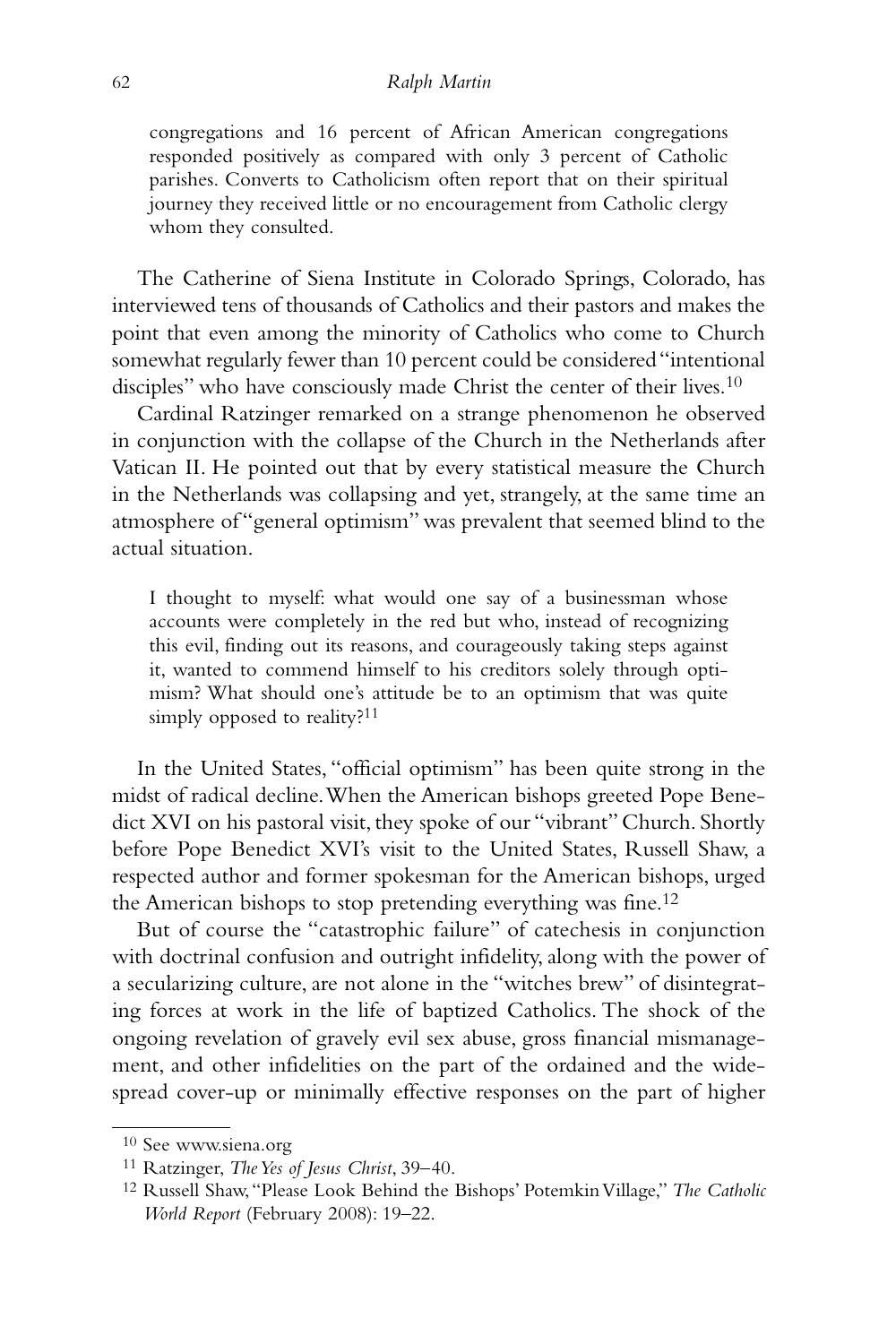congregations and 16 percent of African American congregations responded positively as compared with only 3 percent of Catholic parishes. Converts to Catholicism often report that on their spiritual journey they received little or no encouragement from Catholic clergy whom they consulted.

The Catherine of Siena Institute in Colorado Springs, Colorado, has interviewed tens of thousands of Catholics and their pastors and makes the point that even among the minority of Catholics who come to Church somewhat regularly fewer than 10 percent could be considered "intentional disciples" who have consciously made Christ the center of their lives.[10]

Cardinal Ratzinger remarked on a strange phenomenon he observed in conjunction with the collapse of the Church in the Netherlands after Vatican II. He pointed out that by every statistical measure the Church in the Netherlands was collapsing and yet, strangely, at the same time an atmosphere of "general optimism" was prevalent that seemed blind to the actual situation.

> I thought to myself: what would one say of a businessman whose accounts were completely in the red but who, instead of recognizing this evil, finding out its reasons, and courageously taking steps against it, wanted to commend himself to his creditors solely through optimism? What should one's attitude be to an optimism that was quite simply opposed to reality?[11]

In the United States, "official optimism" has been quite strong in the midst of radical decline. When the American bishops greeted Pope Benedict XVI on his pastoral visit, they spoke of our "vibrant" Church. Shortly before Pope Benedict XVI's visit to the United States, Russell Shaw, a respected author and former spokesman for the American bishops, urged the American bishops to stop pretending everything was fine.[12]

But of course the "catastrophic failure" of catechesis in conjunction with doctrinal confusion and outright infidelity, along with the power of a secularizing culture, are not alone in the "witches brew" of disintegrating forces at work in the life of baptized Catholics. The shock of the ongoing revelation of gravely evil sex abuse, gross financial mismanagement, and other infidelities on the part of the ordained and the widespread cover-up or minimally effective responses on the part of higher

---

[10] See www.siena.org

[11] Ratzinger, *The Yes of Jesus Christ*, 39–40.

[12] Russell Shaw, "Please Look Behind the Bishops' Potemkin Village," *The Catholic World Report* (February 2008): 19–22.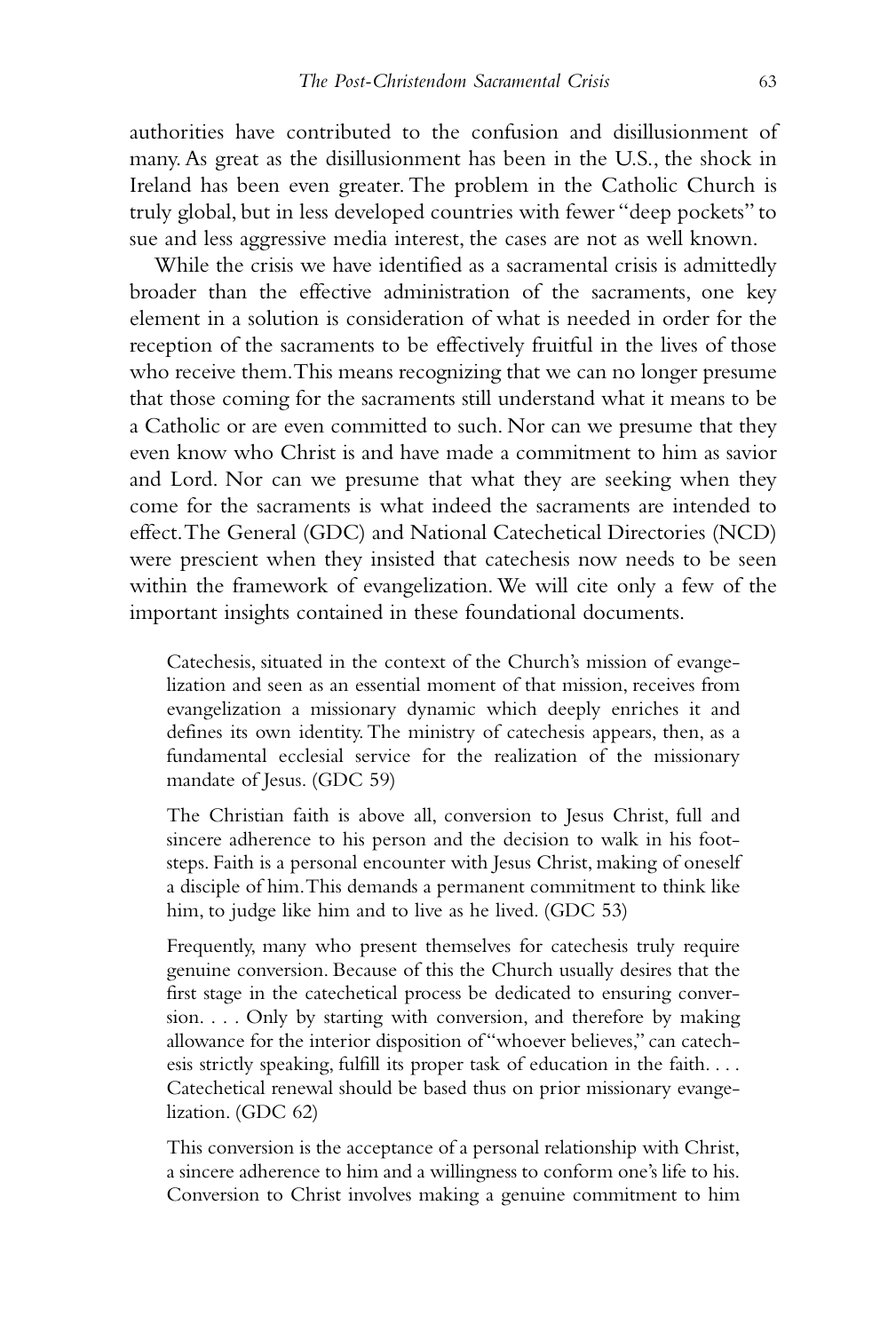authorities have contributed to the confusion and disillusionment of many. As great as the disillusionment has been in the U.S., the shock in Ireland has been even greater. The problem in the Catholic Church is truly global, but in less developed countries with fewer "deep pockets" to sue and less aggressive media interest, the cases are not as well known.

While the crisis we have identified as a sacramental crisis is admittedly broader than the effective administration of the sacraments, one key element in a solution is consideration of what is needed in order for the reception of the sacraments to be effectively fruitful in the lives of those who receive them. This means recognizing that we can no longer presume that those coming for the sacraments still understand what it means to be a Catholic or are even committed to such. Nor can we presume that they even know who Christ is and have made a commitment to him as savior and Lord. Nor can we presume that what they are seeking when they come for the sacraments is what indeed the sacraments are intended to effect. The General (GDC) and National Catechetical Directories (NCD) were prescient when they insisted that catechesis now needs to be seen within the framework of evangelization. We will cite only a few of the important insights contained in these foundational documents.

> Catechesis, situated in the context of the Church's mission of evangelization and seen as an essential moment of that mission, receives from evangelization a missionary dynamic which deeply enriches it and defines its own identity. The ministry of catechesis appears, then, as a fundamental ecclesial service for the realization of the missionary mandate of Jesus. (GDC 59)

> The Christian faith is above all, conversion to Jesus Christ, full and sincere adherence to his person and the decision to walk in his footsteps. Faith is a personal encounter with Jesus Christ, making of oneself a disciple of him. This demands a permanent commitment to think like him, to judge like him and to live as he lived. (GDC 53)

> Frequently, many who present themselves for catechesis truly require genuine conversion. Because of this the Church usually desires that the first stage in the catechetical process be dedicated to ensuring conversion. . . . Only by starting with conversion, and therefore by making allowance for the interior disposition of "whoever believes," can catechesis strictly speaking, fulfill its proper task of education in the faith. . . . Catechetical renewal should be based thus on prior missionary evangelization. (GDC 62)

> This conversion is the acceptance of a personal relationship with Christ, a sincere adherence to him and a willingness to conform one's life to his. Conversion to Christ involves making a genuine commitment to him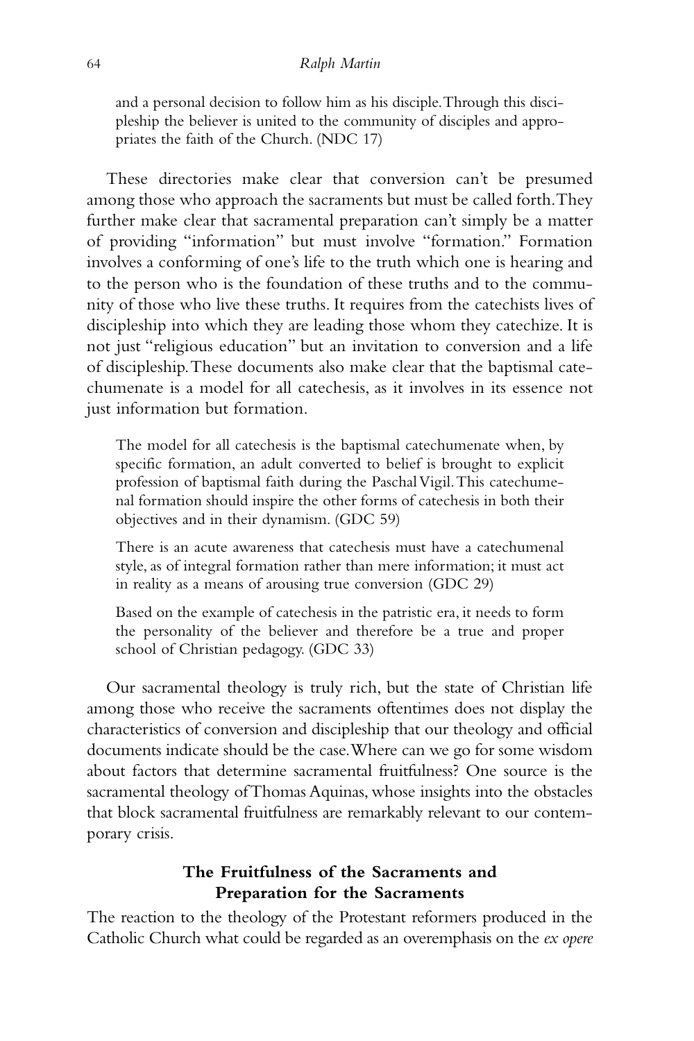> and a personal decision to follow him as his disciple. Through this discipleship the believer is united to the community of disciples and appropriates the faith of the Church. (NDC 17)

These directories make clear that conversion can't be presumed among those who approach the sacraments but must be called forth. They further make clear that sacramental preparation can't simply be a matter of providing "information" but must involve "formation." Formation involves a conforming of one's life to the truth which one is hearing and to the person who is the foundation of these truths and to the community of those who live these truths. It requires from the catechists lives of discipleship into which they are leading those whom they catechize. It is not just "religious education" but an invitation to conversion and a life of discipleship. These documents also make clear that the baptismal catechumenate is a model for all catechesis, as it involves in its essence not just information but formation.

> The model for all catechesis is the baptismal catechumenate when, by specific formation, an adult converted to belief is brought to explicit profession of baptismal faith during the Paschal Vigil. This catechumenal formation should inspire the other forms of catechesis in both their objectives and in their dynamism. (GDC 59)

> There is an acute awareness that catechesis must have a catechumenal style, as of integral formation rather than mere information; it must act in reality as a means of arousing true conversion (GDC 29)

> Based on the example of catechesis in the patristic era, it needs to form the personality of the believer and therefore be a true and proper school of Christian pedagogy. (GDC 33)

Our sacramental theology is truly rich, but the state of Christian life among those who receive the sacraments oftentimes does not display the characteristics of conversion and discipleship that our theology and official documents indicate should be the case. Where can we go for some wisdom about factors that determine sacramental fruitfulness? One source is the sacramental theology of Thomas Aquinas, whose insights into the obstacles that block sacramental fruitfulness are remarkably relevant to our contemporary crisis.

## The Fruitfulness of the Sacraments and Preparation for the Sacraments

The reaction to the theology of the Protestant reformers produced in the Catholic Church what could be regarded as an overemphasis on the *ex opere*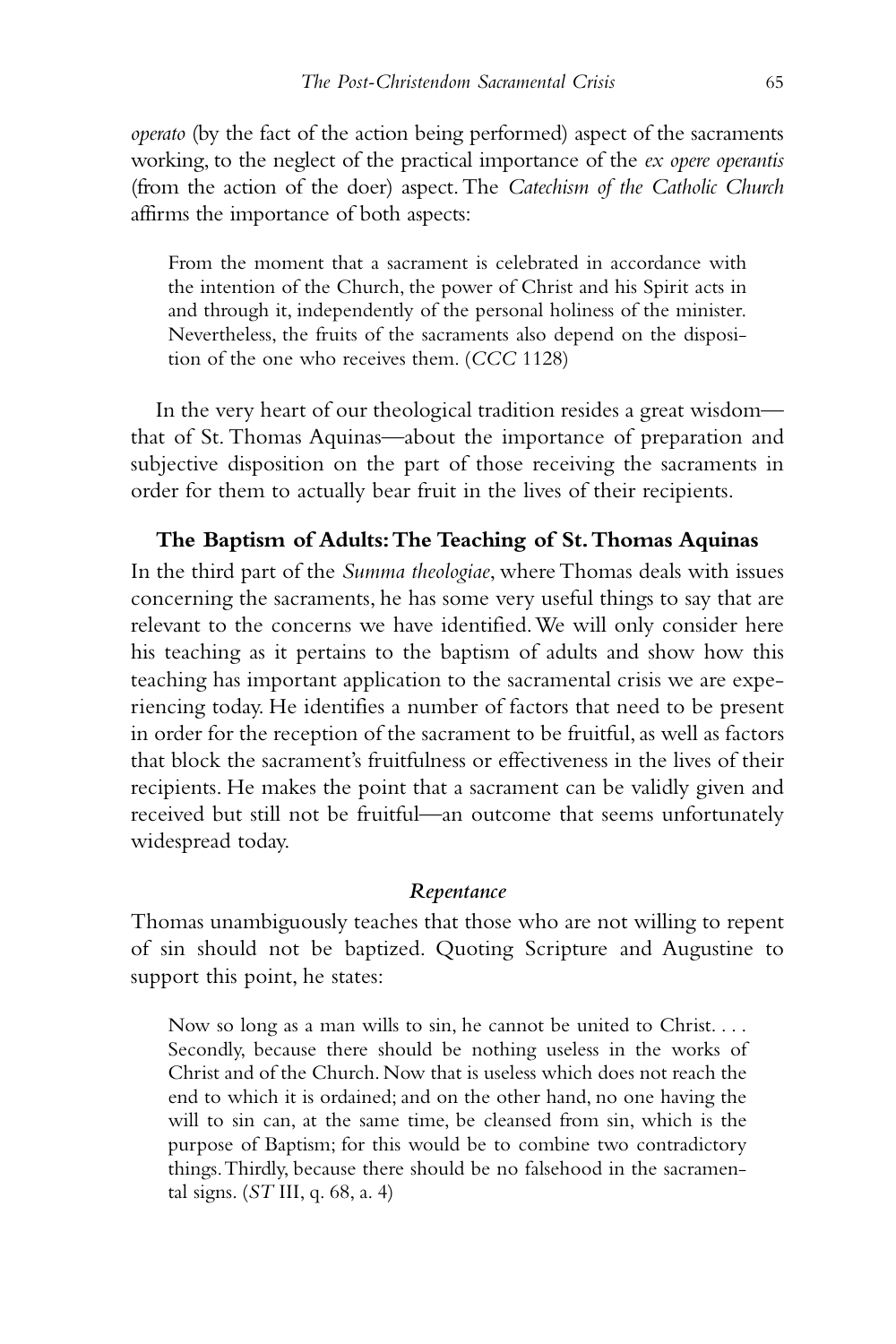*operato* (by the fact of the action being performed) aspect of the sacraments working, to the neglect of the practical importance of the *ex opere operantis* (from the action of the doer) aspect. The *Catechism of the Catholic Church* affirms the importance of both aspects:

> From the moment that a sacrament is celebrated in accordance with the intention of the Church, the power of Christ and his Spirit acts in and through it, independently of the personal holiness of the minister. Nevertheless, the fruits of the sacraments also depend on the disposition of the one who receives them. (*CCC* 1128)

In the very heart of our theological tradition resides a great wisdom—that of St. Thomas Aquinas—about the importance of preparation and subjective disposition on the part of those receiving the sacraments in order for them to actually bear fruit in the lives of their recipients.

### The Baptism of Adults: The Teaching of St. Thomas Aquinas

In the third part of the *Summa theologiae*, where Thomas deals with issues concerning the sacraments, he has some very useful things to say that are relevant to the concerns we have identified. We will only consider here his teaching as it pertains to the baptism of adults and show how this teaching has important application to the sacramental crisis we are experiencing today. He identifies a number of factors that need to be present in order for the reception of the sacrament to be fruitful, as well as factors that block the sacrament's fruitfulness or effectiveness in the lives of their recipients. He makes the point that a sacrament can be validly given and received but still not be fruitful—an outcome that seems unfortunately widespread today.

#### *Repentance*

Thomas unambiguously teaches that those who are not willing to repent of sin should not be baptized. Quoting Scripture and Augustine to support this point, he states:

> Now so long as a man wills to sin, he cannot be united to Christ. . . . Secondly, because there should be nothing useless in the works of Christ and of the Church. Now that is useless which does not reach the end to which it is ordained; and on the other hand, no one having the will to sin can, at the same time, be cleansed from sin, which is the purpose of Baptism; for this would be to combine two contradictory things. Thirdly, because there should be no falsehood in the sacramental signs. (*ST* III, q. 68, a. 4)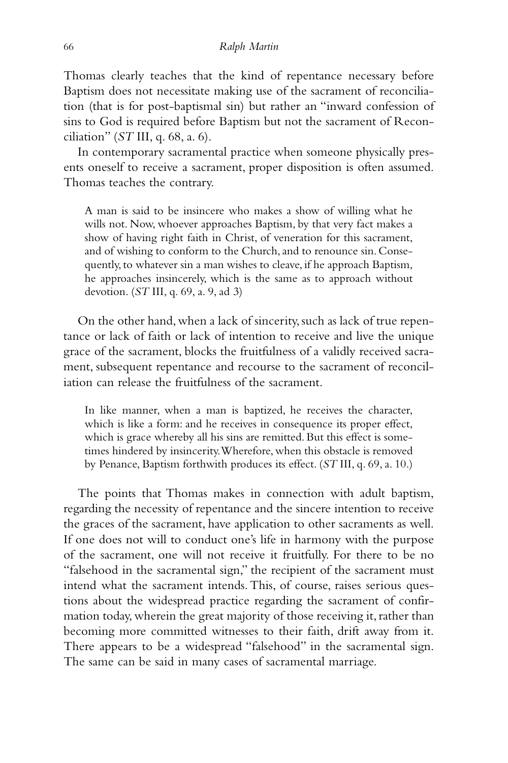Thomas clearly teaches that the kind of repentance necessary before Baptism does not necessitate making use of the sacrament of reconciliation (that is for post-baptismal sin) but rather an "inward confession of sins to God is required before Baptism but not the sacrament of Reconciliation" (*ST* III, q. 68, a. 6).

In contemporary sacramental practice when someone physically presents oneself to receive a sacrament, proper disposition is often assumed. Thomas teaches the contrary.

> A man is said to be insincere who makes a show of willing what he wills not. Now, whoever approaches Baptism, by that very fact makes a show of having right faith in Christ, of veneration for this sacrament, and of wishing to conform to the Church, and to renounce sin. Consequently, to whatever sin a man wishes to cleave, if he approach Baptism, he approaches insincerely, which is the same as to approach without devotion. (*ST* III, q. 69, a. 9, ad 3)

On the other hand, when a lack of sincerity, such as lack of true repentance or lack of faith or lack of intention to receive and live the unique grace of the sacrament, blocks the fruitfulness of a validly received sacrament, subsequent repentance and recourse to the sacrament of reconciliation can release the fruitfulness of the sacrament.

> In like manner, when a man is baptized, he receives the character, which is like a form: and he receives in consequence its proper effect, which is grace whereby all his sins are remitted. But this effect is sometimes hindered by insincerity. Wherefore, when this obstacle is removed by Penance, Baptism forthwith produces its effect. (*ST* III, q. 69, a. 10.)

The points that Thomas makes in connection with adult baptism, regarding the necessity of repentance and the sincere intention to receive the graces of the sacrament, have application to other sacraments as well. If one does not will to conduct one's life in harmony with the purpose of the sacrament, one will not receive it fruitfully. For there to be no "falsehood in the sacramental sign," the recipient of the sacrament must intend what the sacrament intends. This, of course, raises serious questions about the widespread practice regarding the sacrament of confirmation today, wherein the great majority of those receiving it, rather than becoming more committed witnesses to their faith, drift away from it. There appears to be a widespread "falsehood" in the sacramental sign. The same can be said in many cases of sacramental marriage.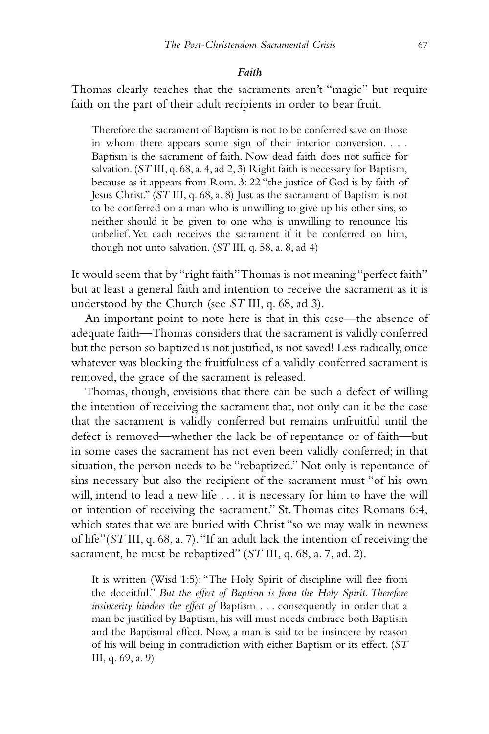### *Faith*

Thomas clearly teaches that the sacraments aren't "magic" but require faith on the part of their adult recipients in order to bear fruit.

> Therefore the sacrament of Baptism is not to be conferred save on those in whom there appears some sign of their interior conversion. . . . Baptism is the sacrament of faith. Now dead faith does not suffice for salvation. (*ST* III, q. 68, a. 4, ad 2, 3) Right faith is necessary for Baptism, because as it appears from Rom. 3: 22 "the justice of God is by faith of Jesus Christ." (*ST* III, q. 68, a. 8) Just as the sacrament of Baptism is not to be conferred on a man who is unwilling to give up his other sins, so neither should it be given to one who is unwilling to renounce his unbelief. Yet each receives the sacrament if it be conferred on him, though not unto salvation. (*ST* III, q. 58, a. 8, ad 4)

It would seem that by "right faith" Thomas is not meaning "perfect faith" but at least a general faith and intention to receive the sacrament as it is understood by the Church (see *ST* III, q. 68, ad 3).

An important point to note here is that in this case—the absence of adequate faith—Thomas considers that the sacrament is validly conferred but the person so baptized is not justified, is not saved! Less radically, once whatever was blocking the fruitfulness of a validly conferred sacrament is removed, the grace of the sacrament is released.

Thomas, though, envisions that there can be such a defect of willing the intention of receiving the sacrament that, not only can it be the case that the sacrament is validly conferred but remains unfruitful until the defect is removed—whether the lack be of repentance or of faith—but in some cases the sacrament has not even been validly conferred; in that situation, the person needs to be "rebaptized." Not only is repentance of sins necessary but also the recipient of the sacrament must "of his own will, intend to lead a new life . . . it is necessary for him to have the will or intention of receiving the sacrament." St. Thomas cites Romans 6:4, which states that we are buried with Christ "so we may walk in newness of life" (*ST* III, q. 68, a. 7). "If an adult lack the intention of receiving the sacrament, he must be rebaptized" (*ST* III, q. 68, a. 7, ad. 2).

> It is written (Wisd 1:5): "The Holy Spirit of discipline will flee from the deceitful." *But the effect of Baptism is from the Holy Spirit. Therefore insincerity hinders the effect of* Baptism . . . consequently in order that a man be justified by Baptism, his will must needs embrace both Baptism and the Baptismal effect. Now, a man is said to be insincere by reason of his will being in contradiction with either Baptism or its effect. (*ST* III, q. 69, a. 9)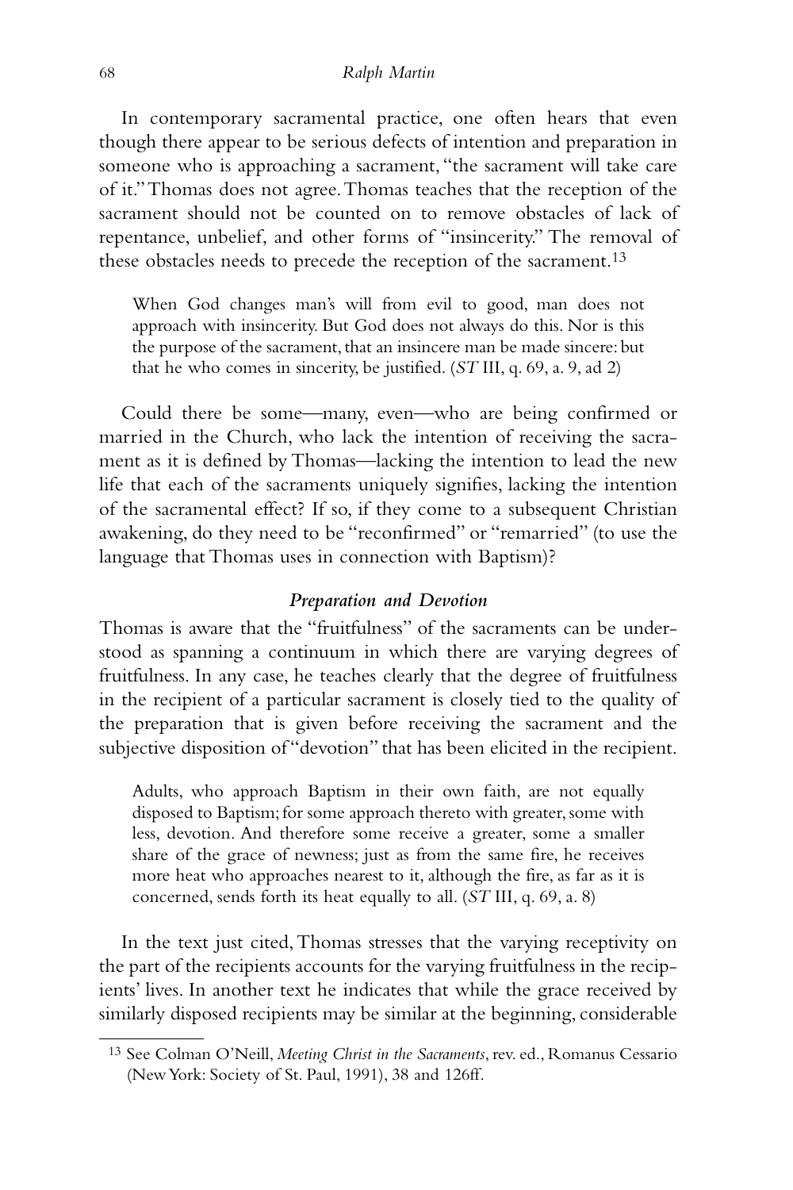In contemporary sacramental practice, one often hears that even though there appear to be serious defects of intention and preparation in someone who is approaching a sacrament, "the sacrament will take care of it." Thomas does not agree. Thomas teaches that the reception of the sacrament should not be counted on to remove obstacles of lack of repentance, unbelief, and other forms of "insincerity." The removal of these obstacles needs to precede the reception of the sacrament.[13]

> When God changes man's will from evil to good, man does not approach with insincerity. But God does not always do this. Nor is this the purpose of the sacrament, that an insincere man be made sincere: but that he who comes in sincerity, be justified. (*ST* III, q. 69, a. 9, ad 2)

Could there be some—many, even—who are being confirmed or married in the Church, who lack the intention of receiving the sacrament as it is defined by Thomas—lacking the intention to lead the new life that each of the sacraments uniquely signifies, lacking the intention of the sacramental effect? If so, if they come to a subsequent Christian awakening, do they need to be "reconfirmed" or "remarried" (to use the language that Thomas uses in connection with Baptism)?

### *Preparation and Devotion*

Thomas is aware that the "fruitfulness" of the sacraments can be understood as spanning a continuum in which there are varying degrees of fruitfulness. In any case, he teaches clearly that the degree of fruitfulness in the recipient of a particular sacrament is closely tied to the quality of the preparation that is given before receiving the sacrament and the subjective disposition of "devotion" that has been elicited in the recipient.

> Adults, who approach Baptism in their own faith, are not equally disposed to Baptism; for some approach thereto with greater, some with less, devotion. And therefore some receive a greater, some a smaller share of the grace of newness; just as from the same fire, he receives more heat who approaches nearest to it, although the fire, as far as it is concerned, sends forth its heat equally to all. (*ST* III, q. 69, a. 8)

In the text just cited, Thomas stresses that the varying receptivity on the part of the recipients accounts for the varying fruitfulness in the recipients' lives. In another text he indicates that while the grace received by similarly disposed recipients may be similar at the beginning, considerable

---

[13] See Colman O'Neill, *Meeting Christ in the Sacraments*, rev. ed., Romanus Cessario (New York: Society of St. Paul, 1991), 38 and 126ff.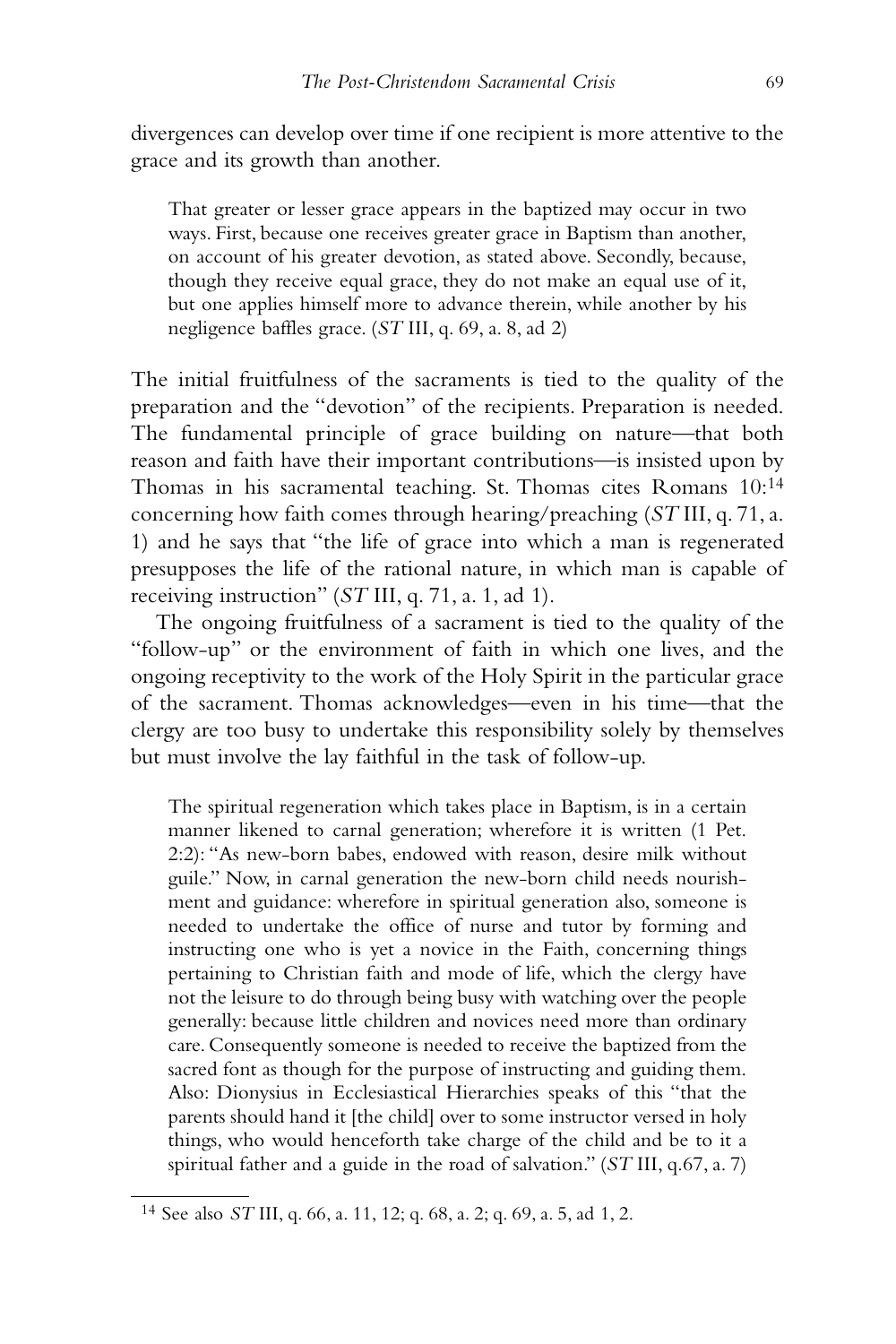divergences can develop over time if one recipient is more attentive to the grace and its growth than another.

> That greater or lesser grace appears in the baptized may occur in two ways. First, because one receives greater grace in Baptism than another, on account of his greater devotion, as stated above. Secondly, because, though they receive equal grace, they do not make an equal use of it, but one applies himself more to advance therein, while another by his negligence baffles grace. (*ST* III, q. 69, a. 8, ad 2)

The initial fruitfulness of the sacraments is tied to the quality of the preparation and the "devotion" of the recipients. Preparation is needed. The fundamental principle of grace building on nature—that both reason and faith have their important contributions—is insisted upon by Thomas in his sacramental teaching. St. Thomas cites Romans 10:[14] concerning how faith comes through hearing/preaching (*ST* III, q. 71, a. 1) and he says that "the life of grace into which a man is regenerated presupposes the life of the rational nature, in which man is capable of receiving instruction" (*ST* III, q. 71, a. 1, ad 1).

The ongoing fruitfulness of a sacrament is tied to the quality of the "follow-up" or the environment of faith in which one lives, and the ongoing receptivity to the work of the Holy Spirit in the particular grace of the sacrament. Thomas acknowledges—even in his time—that the clergy are too busy to undertake this responsibility solely by themselves but must involve the lay faithful in the task of follow-up.

> The spiritual regeneration which takes place in Baptism, is in a certain manner likened to carnal generation; wherefore it is written (1 Pet. 2:2): "As new-born babes, endowed with reason, desire milk without guile." Now, in carnal generation the new-born child needs nourishment and guidance: wherefore in spiritual generation also, someone is needed to undertake the office of nurse and tutor by forming and instructing one who is yet a novice in the Faith, concerning things pertaining to Christian faith and mode of life, which the clergy have not the leisure to do through being busy with watching over the people generally: because little children and novices need more than ordinary care. Consequently someone is needed to receive the baptized from the sacred font as though for the purpose of instructing and guiding them. Also: Dionysius in Ecclesiastical Hierarchies speaks of this "that the parents should hand it [the child] over to some instructor versed in holy things, who would henceforth take charge of the child and be to it a spiritual father and a guide in the road of salvation." (*ST* III, q.67, a. 7)

---

[14] See also *ST* III, q. 66, a. 11, 12; q. 68, a. 2; q. 69, a. 5, ad 1, 2.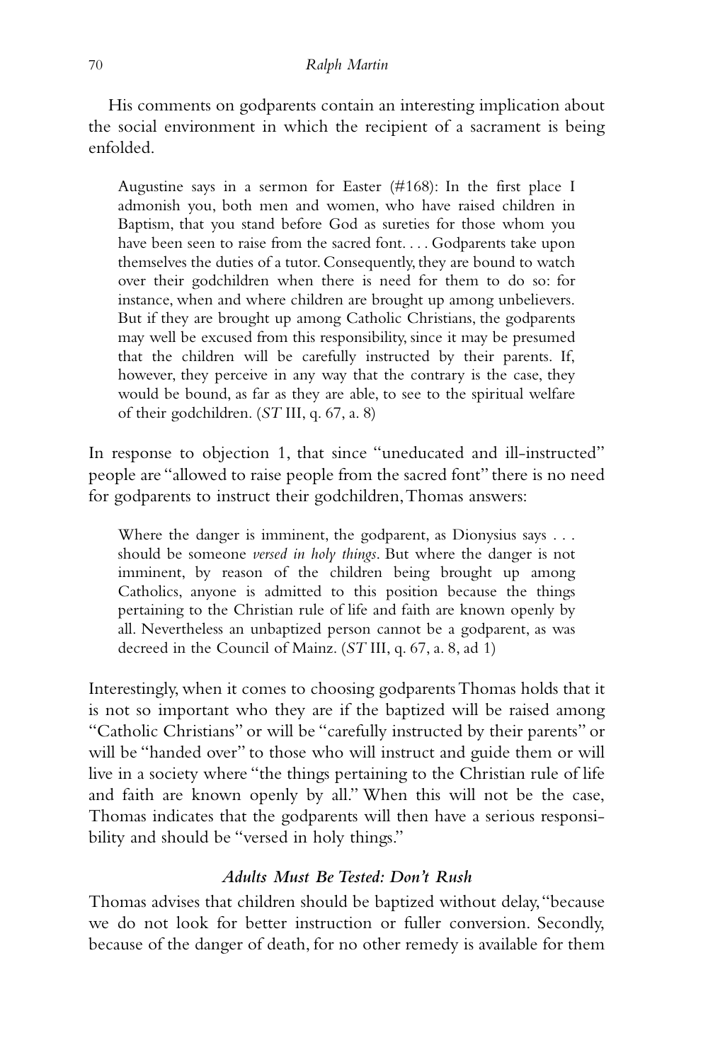His comments on godparents contain an interesting implication about the social environment in which the recipient of a sacrament is being enfolded.

> Augustine says in a sermon for Easter (#168): In the first place I admonish you, both men and women, who have raised children in Baptism, that you stand before God as sureties for those whom you have been seen to raise from the sacred font. . . . Godparents take upon themselves the duties of a tutor. Consequently, they are bound to watch over their godchildren when there is need for them to do so: for instance, when and where children are brought up among unbelievers. But if they are brought up among Catholic Christians, the godparents may well be excused from this responsibility, since it may be presumed that the children will be carefully instructed by their parents. If, however, they perceive in any way that the contrary is the case, they would be bound, as far as they are able, to see to the spiritual welfare of their godchildren. (*ST* III, q. 67, a. 8)

In response to objection 1, that since "uneducated and ill-instructed" people are "allowed to raise people from the sacred font" there is no need for godparents to instruct their godchildren, Thomas answers:

> Where the danger is imminent, the godparent, as Dionysius says . . . should be someone *versed in holy things*. But where the danger is not imminent, by reason of the children being brought up among Catholics, anyone is admitted to this position because the things pertaining to the Christian rule of life and faith are known openly by all. Nevertheless an unbaptized person cannot be a godparent, as was decreed in the Council of Mainz. (*ST* III, q. 67, a. 8, ad 1)

Interestingly, when it comes to choosing godparents Thomas holds that it is not so important who they are if the baptized will be raised among "Catholic Christians" or will be "carefully instructed by their parents" or will be "handed over" to those who will instruct and guide them or will live in a society where "the things pertaining to the Christian rule of life and faith are known openly by all." When this will not be the case, Thomas indicates that the godparents will then have a serious responsibility and should be "versed in holy things."

### *Adults Must Be Tested: Don't Rush*

Thomas advises that children should be baptized without delay, "because we do not look for better instruction or fuller conversion. Secondly, because of the danger of death, for no other remedy is available for them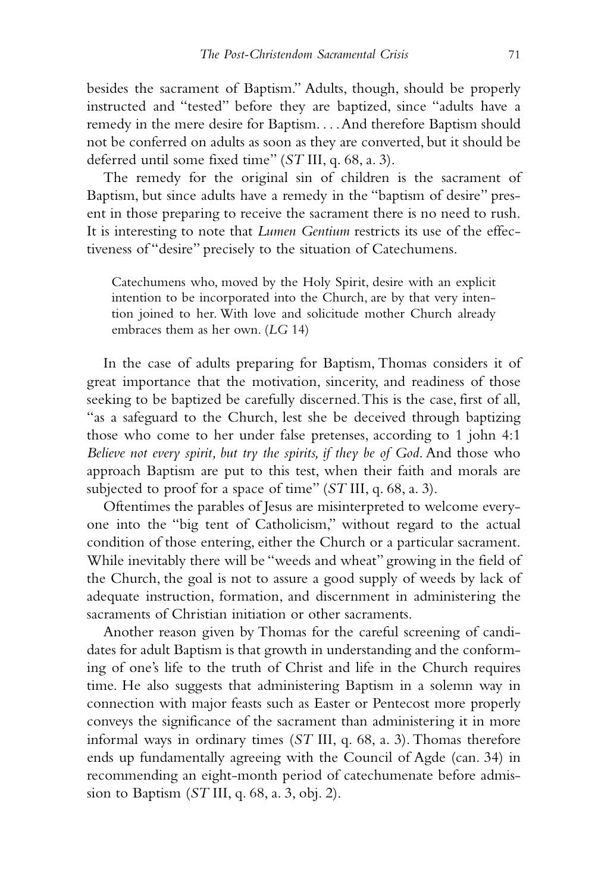besides the sacrament of Baptism." Adults, though, should be properly instructed and "tested" before they are baptized, since "adults have a remedy in the mere desire for Baptism. . . . And therefore Baptism should not be conferred on adults as soon as they are converted, but it should be deferred until some fixed time" (*ST* III, q. 68, a. 3).

The remedy for the original sin of children is the sacrament of Baptism, but since adults have a remedy in the "baptism of desire" present in those preparing to receive the sacrament there is no need to rush. It is interesting to note that *Lumen Gentium* restricts its use of the effectiveness of "desire" precisely to the situation of Catechumens.

> Catechumens who, moved by the Holy Spirit, desire with an explicit intention to be incorporated into the Church, are by that very intention joined to her. With love and solicitude mother Church already embraces them as her own. (*LG* 14)

In the case of adults preparing for Baptism, Thomas considers it of great importance that the motivation, sincerity, and readiness of those seeking to be baptized be carefully discerned. This is the case, first of all, "as a safeguard to the Church, lest she be deceived through baptizing those who come to her under false pretenses, according to 1 john 4:1 *Believe not every spirit, but try the spirits, if they be of God*. And those who approach Baptism are put to this test, when their faith and morals are subjected to proof for a space of time" (*ST* III, q. 68, a. 3).

Oftentimes the parables of Jesus are misinterpreted to welcome everyone into the "big tent of Catholicism," without regard to the actual condition of those entering, either the Church or a particular sacrament. While inevitably there will be "weeds and wheat" growing in the field of the Church, the goal is not to assure a good supply of weeds by lack of adequate instruction, formation, and discernment in administering the sacraments of Christian initiation or other sacraments.

Another reason given by Thomas for the careful screening of candidates for adult Baptism is that growth in understanding and the conforming of one's life to the truth of Christ and life in the Church requires time. He also suggests that administering Baptism in a solemn way in connection with major feasts such as Easter or Pentecost more properly conveys the significance of the sacrament than administering it in more informal ways in ordinary times (*ST* III, q. 68, a. 3). Thomas therefore ends up fundamentally agreeing with the Council of Agde (can. 34) in recommending an eight-month period of catechumenate before admission to Baptism (*ST* III, q. 68, a. 3, obj. 2).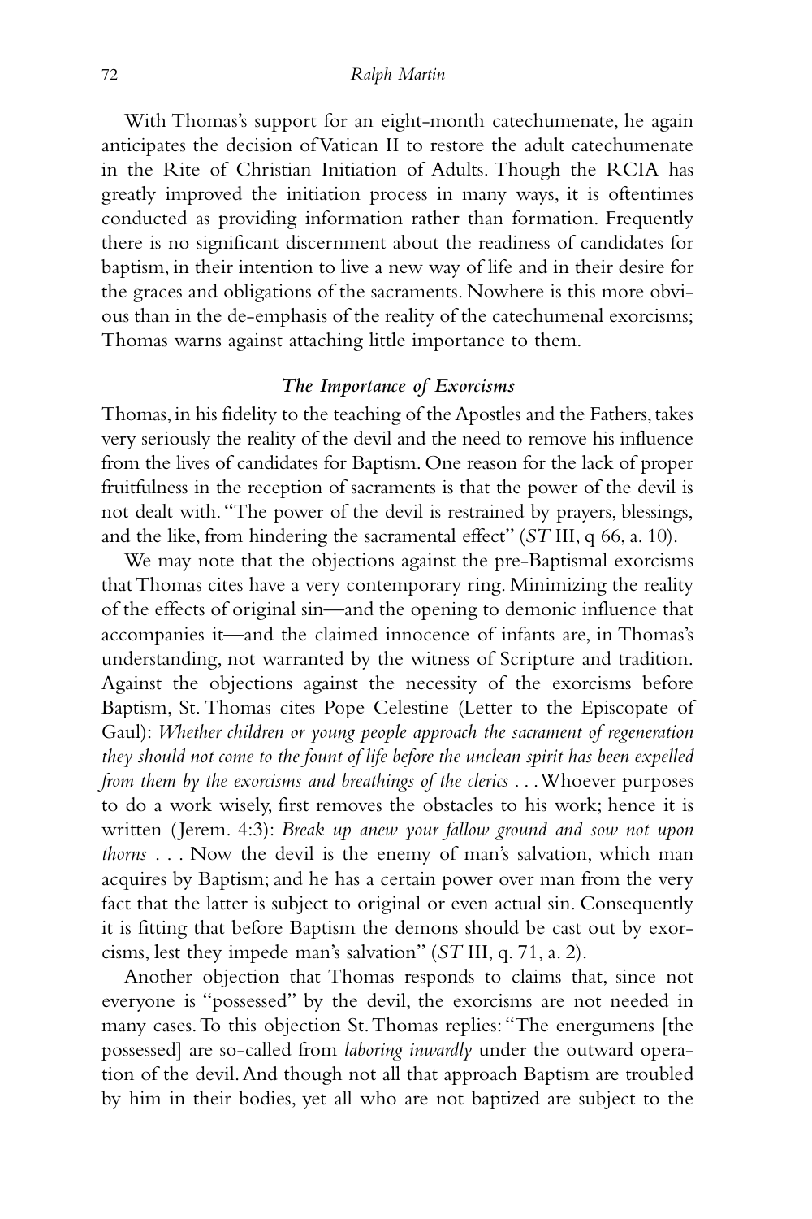With Thomas's support for an eight-month catechumenate, he again anticipates the decision of Vatican II to restore the adult catechumenate in the Rite of Christian Initiation of Adults. Though the RCIA has greatly improved the initiation process in many ways, it is oftentimes conducted as providing information rather than formation. Frequently there is no significant discernment about the readiness of candidates for baptism, in their intention to live a new way of life and in their desire for the graces and obligations of the sacraments. Nowhere is this more obvious than in the de-emphasis of the reality of the catechumenal exorcisms; Thomas warns against attaching little importance to them.

### *The Importance of Exorcisms*

Thomas, in his fidelity to the teaching of the Apostles and the Fathers, takes very seriously the reality of the devil and the need to remove his influence from the lives of candidates for Baptism. One reason for the lack of proper fruitfulness in the reception of sacraments is that the power of the devil is not dealt with. "The power of the devil is restrained by prayers, blessings, and the like, from hindering the sacramental effect" (*ST* III, q 66, a. 10).

We may note that the objections against the pre-Baptismal exorcisms that Thomas cites have a very contemporary ring. Minimizing the reality of the effects of original sin—and the opening to demonic influence that accompanies it—and the claimed innocence of infants are, in Thomas's understanding, not warranted by the witness of Scripture and tradition. Against the objections against the necessity of the exorcisms before Baptism, St. Thomas cites Pope Celestine (Letter to the Episcopate of Gaul): *Whether children or young people approach the sacrament of regeneration they should not come to the fount of life before the unclean spirit has been expelled from them by the exorcisms and breathings of the clerics* . . . Whoever purposes to do a work wisely, first removes the obstacles to his work; hence it is written (Jerem. 4:3): *Break up anew your fallow ground and sow not upon thorns* . . . Now the devil is the enemy of man's salvation, which man acquires by Baptism; and he has a certain power over man from the very fact that the latter is subject to original or even actual sin. Consequently it is fitting that before Baptism the demons should be cast out by exorcisms, lest they impede man's salvation" (*ST* III, q. 71, a. 2).

Another objection that Thomas responds to claims that, since not everyone is "possessed" by the devil, the exorcisms are not needed in many cases. To this objection St. Thomas replies: "The energumens [the possessed] are so-called from *laboring inwardly* under the outward operation of the devil. And though not all that approach Baptism are troubled by him in their bodies, yet all who are not baptized are subject to the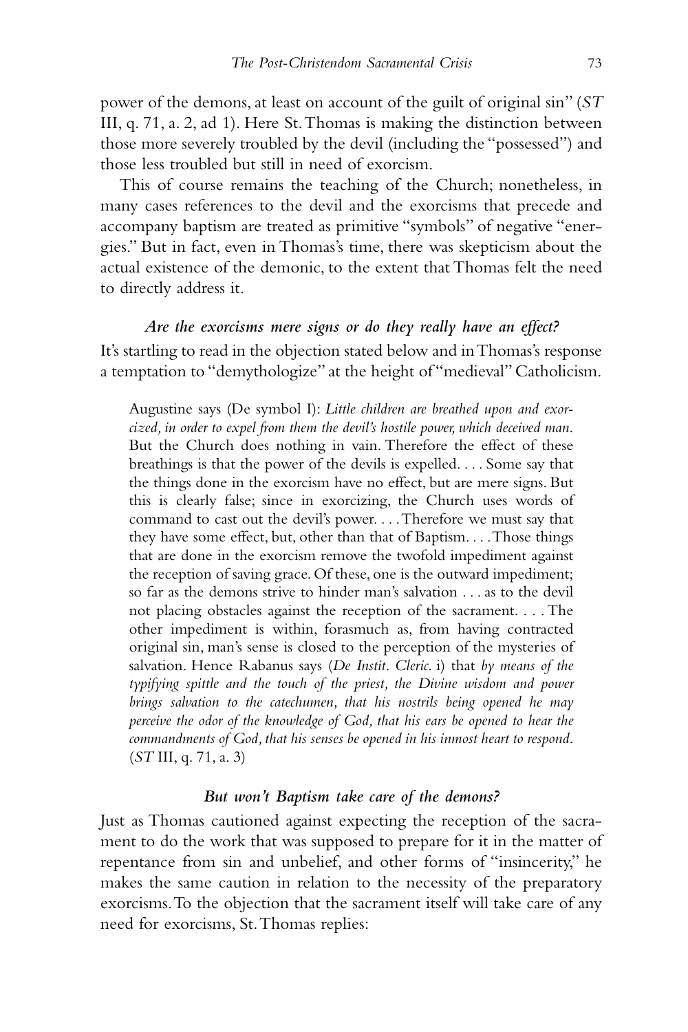power of the demons, at least on account of the guilt of original sin" (*ST* III, q. 71, a. 2, ad 1). Here St. Thomas is making the distinction between those more severely troubled by the devil (including the "possessed") and those less troubled but still in need of exorcism.

This of course remains the teaching of the Church; nonetheless, in many cases references to the devil and the exorcisms that precede and accompany baptism are treated as primitive "symbols" of negative "energies." But in fact, even in Thomas's time, there was skepticism about the actual existence of the demonic, to the extent that Thomas felt the need to directly address it.

### *Are the exorcisms mere signs or do they really have an effect?*

It's startling to read in the objection stated below and in Thomas's response a temptation to "demythologize" at the height of "medieval" Catholicism.

> Augustine says (De symbol I): *Little children are breathed upon and exorcized, in order to expel from them the devil's hostile power, which deceived man.* But the Church does nothing in vain. Therefore the effect of these breathings is that the power of the devils is expelled. . . . Some say that the things done in the exorcism have no effect, but are mere signs. But this is clearly false; since in exorcizing, the Church uses words of command to cast out the devil's power. . . . Therefore we must say that they have some effect, but, other than that of Baptism. . . . Those things that are done in the exorcism remove the twofold impediment against the reception of saving grace. Of these, one is the outward impediment; so far as the demons strive to hinder man's salvation . . . as to the devil not placing obstacles against the reception of the sacrament. . . . The other impediment is within, forasmuch as, from having contracted original sin, man's sense is closed to the perception of the mysteries of salvation. Hence Rabanus says (*De Instit. Cleric.* i) that *by means of the typifying spittle and the touch of the priest, the Divine wisdom and power brings salvation to the catechumen, that his nostrils being opened he may perceive the odor of the knowledge of God, that his ears be opened to hear the commandments of God, that his senses be opened in his inmost heart to respond.* (*ST* III, q. 71, a. 3)

### *But won't Baptism take care of the demons?*

Just as Thomas cautioned against expecting the reception of the sacrament to do the work that was supposed to prepare for it in the matter of repentance from sin and unbelief, and other forms of "insincerity," he makes the same caution in relation to the necessity of the preparatory exorcisms. To the objection that the sacrament itself will take care of any need for exorcisms, St. Thomas replies: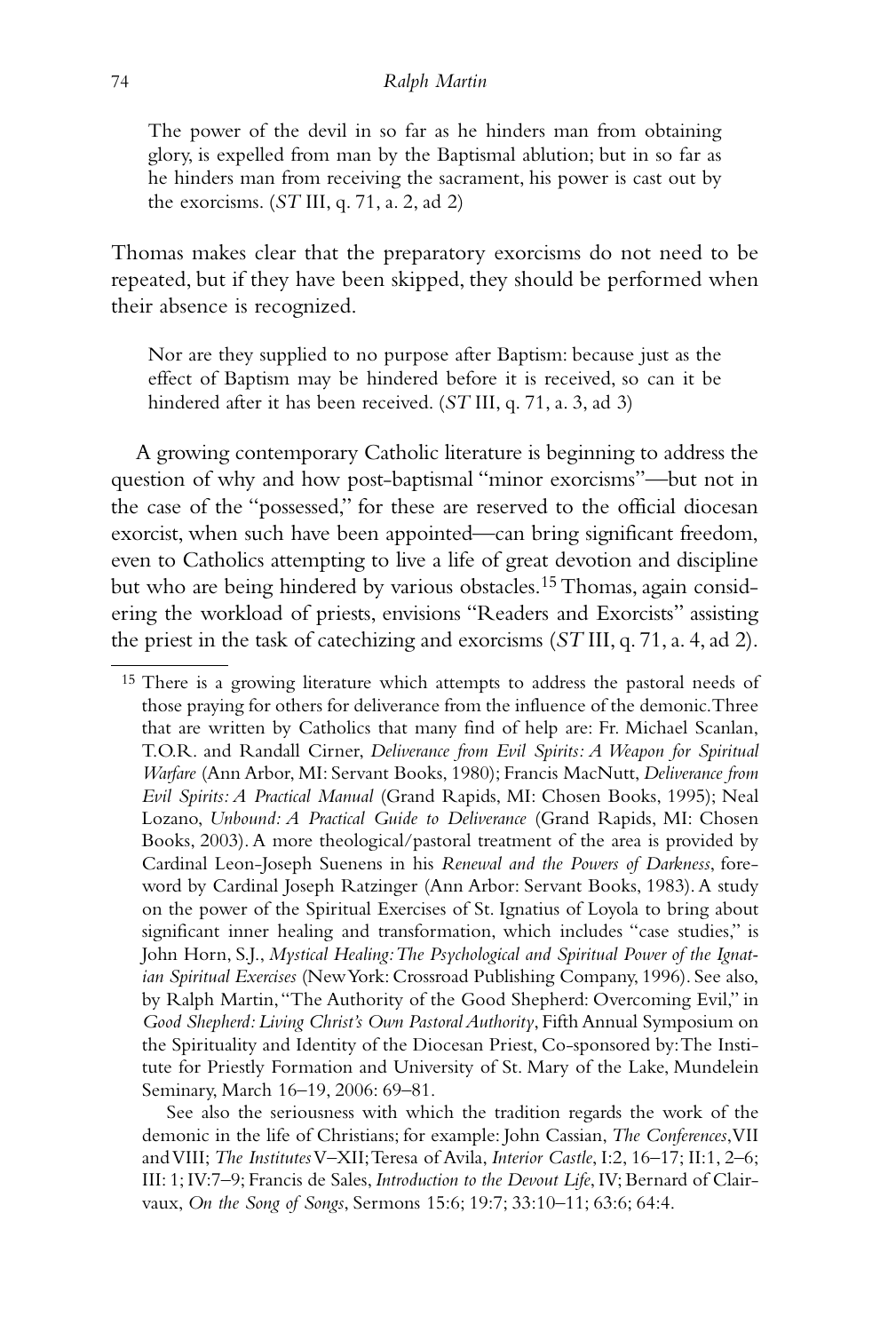> The power of the devil in so far as he hinders man from obtaining glory, is expelled from man by the Baptismal ablution; but in so far as he hinders man from receiving the sacrament, his power is cast out by the exorcisms. (*ST* III, q. 71, a. 2, ad 2)

Thomas makes clear that the preparatory exorcisms do not need to be repeated, but if they have been skipped, they should be performed when their absence is recognized.

> Nor are they supplied to no purpose after Baptism: because just as the effect of Baptism may be hindered before it is received, so can it be hindered after it has been received. (*ST* III, q. 71, a. 3, ad 3)

A growing contemporary Catholic literature is beginning to address the question of why and how post-baptismal "minor exorcisms"—but not in the case of the "possessed," for these are reserved to the official diocesan exorcist, when such have been appointed—can bring significant freedom, even to Catholics attempting to live a life of great devotion and discipline but who are being hindered by various obstacles.[15] Thomas, again considering the workload of priests, envisions "Readers and Exorcists" assisting the priest in the task of catechizing and exorcisms (*ST* III, q. 71, a. 4, ad 2).

---

[15] There is a growing literature which attempts to address the pastoral needs of those praying for others for deliverance from the influence of the demonic. Three that are written by Catholics that many find of help are: Fr. Michael Scanlan, T.O.R. and Randall Cirner, *Deliverance from Evil Spirits: A Weapon for Spiritual Warfare* (Ann Arbor, MI: Servant Books, 1980); Francis MacNutt, *Deliverance from Evil Spirits: A Practical Manual* (Grand Rapids, MI: Chosen Books, 1995); Neal Lozano, *Unbound: A Practical Guide to Deliverance* (Grand Rapids, MI: Chosen Books, 2003). A more theological/pastoral treatment of the area is provided by Cardinal Leon-Joseph Suenens in his *Renewal and the Powers of Darkness*, foreword by Cardinal Joseph Ratzinger (Ann Arbor: Servant Books, 1983). A study on the power of the Spiritual Exercises of St. Ignatius of Loyola to bring about significant inner healing and transformation, which includes "case studies," is John Horn, S.J., *Mystical Healing: The Psychological and Spiritual Power of the Ignatian Spiritual Exercises* (New York: Crossroad Publishing Company, 1996). See also, by Ralph Martin, "The Authority of the Good Shepherd: Overcoming Evil," in *Good Shepherd: Living Christ's Own Pastoral Authority*, Fifth Annual Symposium on the Spirituality and Identity of the Diocesan Priest, Co-sponsored by: The Institute for Priestly Formation and University of St. Mary of the Lake, Mundelein Seminary, March 16–19, 2006: 69–81.

See also the seriousness with which the tradition regards the work of the demonic in the life of Christians; for example: John Cassian, *The Conferences*, VII and VIII; *The Institutes* V–XII; Teresa of Avila, *Interior Castle*, I:2, 16–17; II:1, 2–6; III: 1; IV:7–9; Francis de Sales, *Introduction to the Devout Life*, IV; Bernard of Clairvaux, *On the Song of Songs*, Sermons 15:6; 19:7; 33:10–11; 63:6; 64:4.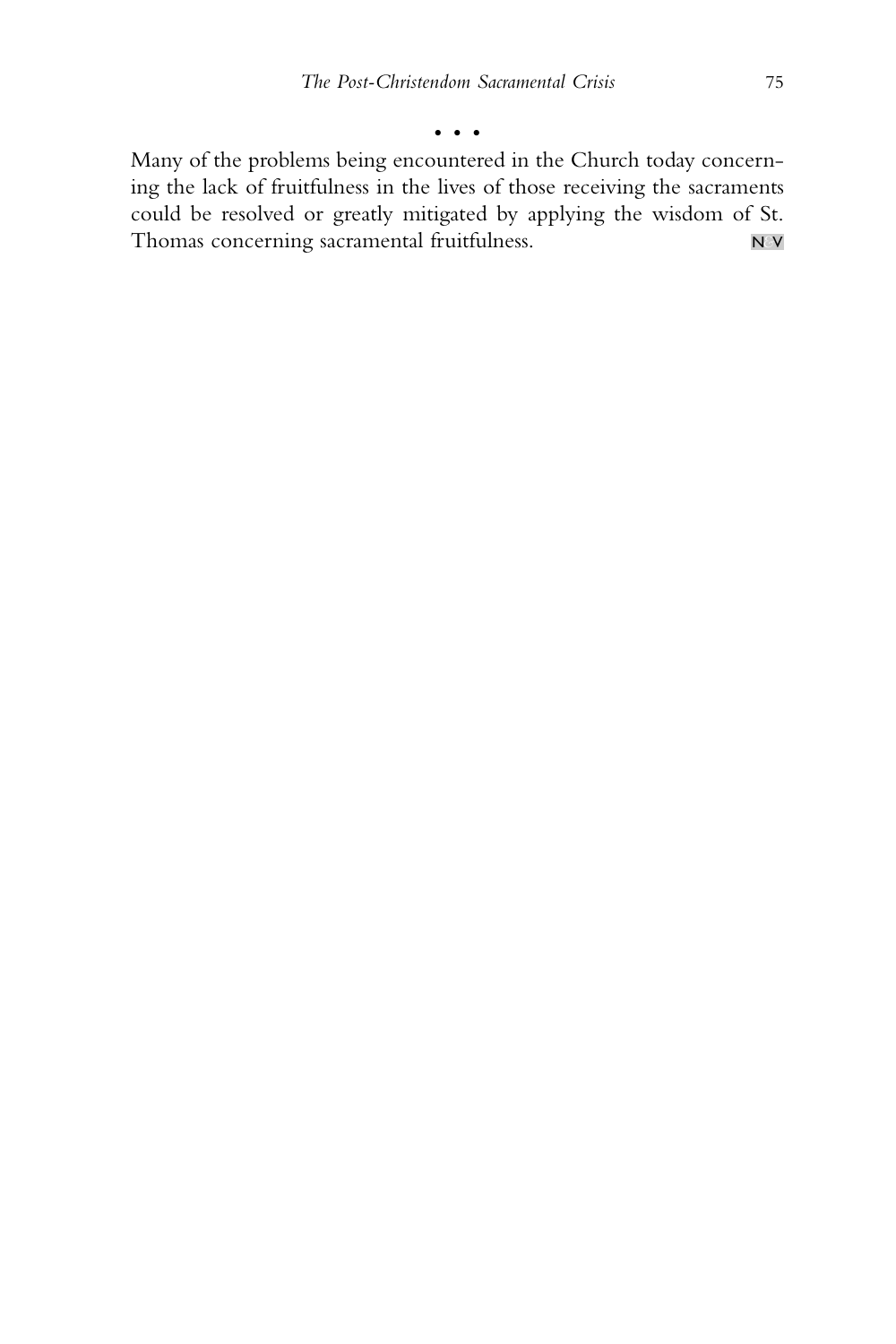• • •

Many of the problems being encountered in the Church today concerning the lack of fruitfulness in the lives of those receiving the sacraments could be resolved or greatly mitigated by applying the wisdom of St. Thomas concerning sacramental fruitfulness.